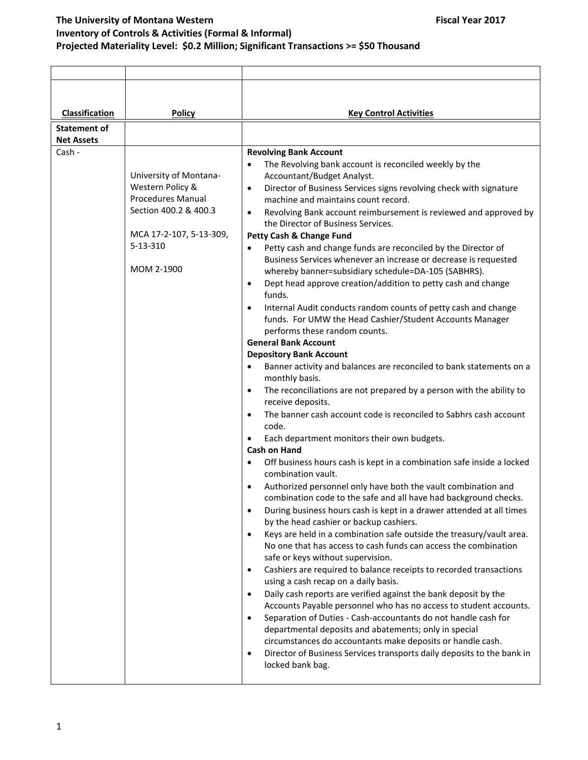**The University of Montana Western** **Fiscal Year 2017**
**Inventory of Controls & Activities (Formal & Informal)**
**Projected Materiality Level: $0.2 Million; Significant Transactions >= $50 Thousand**

| Classification | Policy | Key Control Activities |
|---|---|---|
| **Statement of Net Assets** | | |
| Cash - | University of Montana-Western Policy & Procedures Manual Section 400.2 & 400.3<br><br>MCA 17-2-107, 5-13-309, 5-13-310<br><br>MOM 2-1900 | **Revolving Bank Account**<br>• The Revolving bank account is reconciled weekly by the Accountant/Budget Analyst.<br>• Director of Business Services signs revolving check with signature machine and maintains count record.<br>• Revolving Bank account reimbursement is reviewed and approved by the Director of Business Services.<br>**Petty Cash & Change Fund**<br>• Petty cash and change funds are reconciled by the Director of Business Services whenever an increase or decrease is requested whereby banner=subsidiary schedule=DA-105 (SABHRS).<br>• Dept head approve creation/addition to petty cash and change funds.<br>• Internal Audit conducts random counts of petty cash and change funds. For UMW the Head Cashier/Student Accounts Manager performs these random counts.<br>**General Bank Account**<br>**Depository Bank Account**<br>• Banner activity and balances are reconciled to bank statements on a monthly basis.<br>• The reconciliations are not prepared by a person with the ability to receive deposits.<br>• The banner cash account code is reconciled to Sabhrs cash account code.<br>• Each department monitors their own budgets.<br>**Cash on Hand**<br>• Off business hours cash is kept in a combination safe inside a locked combination vault.<br>• Authorized personnel only have both the vault combination and combination code to the safe and all have had background checks.<br>• During business hours cash is kept in a drawer attended at all times by the head cashier or backup cashiers.<br>• Keys are held in a combination safe outside the treasury/vault area. No one that has access to cash funds can access the combination safe or keys without supervision.<br>• Cashiers are required to balance receipts to recorded transactions using a cash recap on a daily basis.<br>• Daily cash reports are verified against the bank deposit by the Accounts Payable personnel who has no access to student accounts.<br>• Separation of Duties - Cash-accountants do not handle cash for departmental deposits and abatements; only in special circumstances do accountants make deposits or handle cash.<br>• Director of Business Services transports daily deposits to the bank in locked bank bag. |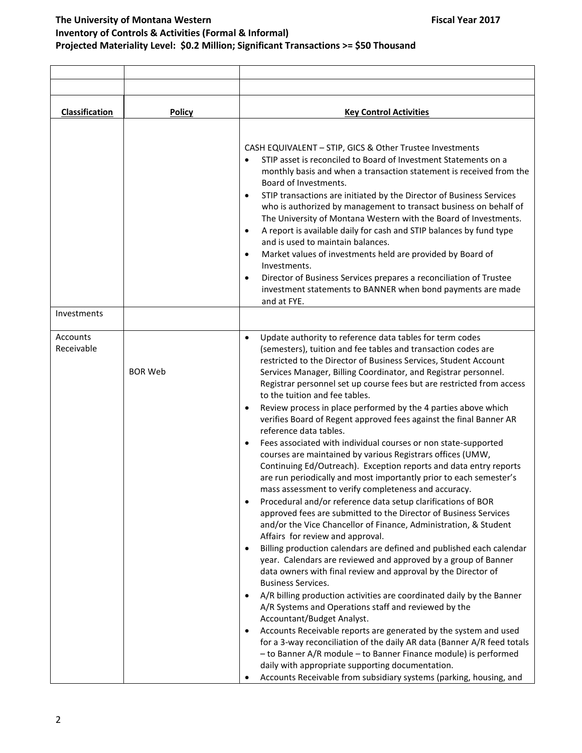**The University of Montana Western** **Fiscal Year 2017**
**Inventory of Controls & Activities (Formal & Informal)**
**Projected Materiality Level: $0.2 Million; Significant Transactions >= $50 Thousand**

| | | |
|---|---|---|
| | | |
| **Classification** | **Policy** | **Key Control Activities** |
| | | CASH EQUIVALENT – STIP, GICS & Other Trustee Investments<br>• STIP asset is reconciled to Board of Investment Statements on a monthly basis and when a transaction statement is received from the Board of Investments.<br>• STIP transactions are initiated by the Director of Business Services who is authorized by management to transact business on behalf of The University of Montana Western with the Board of Investments.<br>• A report is available daily for cash and STIP balances by fund type and is used to maintain balances.<br>• Market values of investments held are provided by Board of Investments.<br>• Director of Business Services prepares a reconciliation of Trustee investment statements to BANNER when bond payments are made and at FYE. |
| Investments | | |
| Accounts Receivable | BOR Web | • Update authority to reference data tables for term codes (semesters), tuition and fee tables and transaction codes are restricted to the Director of Business Services, Student Account Services Manager, Billing Coordinator, and Registrar personnel. Registrar personnel set up course fees but are restricted from access to the tuition and fee tables.<br>• Review process in place performed by the 4 parties above which verifies Board of Regent approved fees against the final Banner AR reference data tables.<br>• Fees associated with individual courses or non state-supported courses are maintained by various Registrars offices (UMW, Continuing Ed/Outreach). Exception reports and data entry reports are run periodically and most importantly prior to each semester's mass assessment to verify completeness and accuracy.<br>• Procedural and/or reference data setup clarifications of BOR approved fees are submitted to the Director of Business Services and/or the Vice Chancellor of Finance, Administration, & Student Affairs for review and approval.<br>• Billing production calendars are defined and published each calendar year. Calendars are reviewed and approved by a group of Banner data owners with final review and approval by the Director of Business Services.<br>• A/R billing production activities are coordinated daily by the Banner A/R Systems and Operations staff and reviewed by the Accountant/Budget Analyst.<br>• Accounts Receivable reports are generated by the system and used for a 3-way reconciliation of the daily AR data (Banner A/R feed totals – to Banner A/R module – to Banner Finance module) is performed daily with appropriate supporting documentation.<br>• Accounts Receivable from subsidiary systems (parking, housing, and |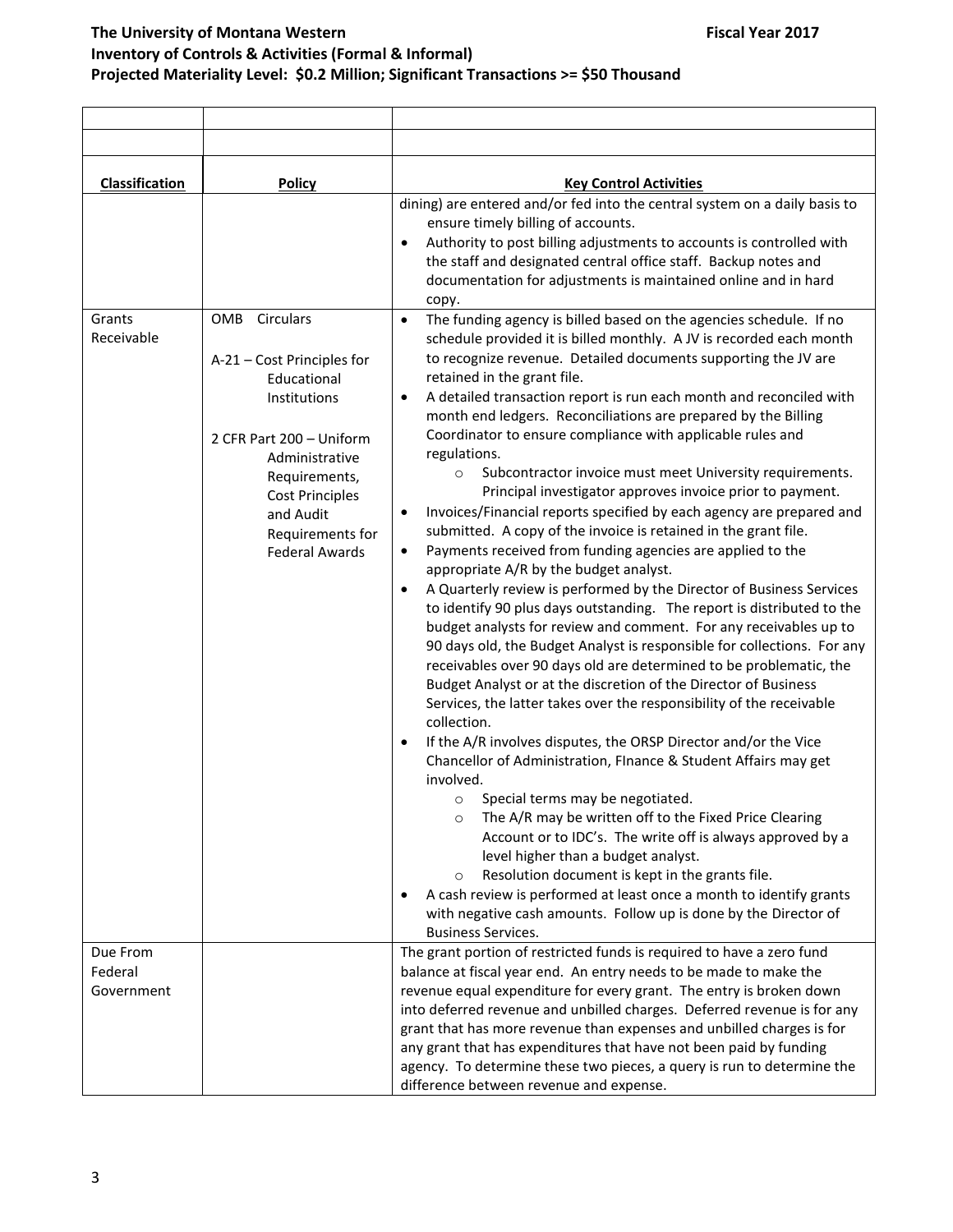**The University of Montana Western** **Fiscal Year 2017**
**Inventory of Controls & Activities (Formal & Informal)**
**Projected Materiality Level: $0.2 Million; Significant Transactions >= $50 Thousand**

| Classification | Policy | Key Control Activities |
|---|---|---|
| | | dining) are entered and/or fed into the central system on a daily basis to ensure timely billing of accounts.<br>• Authority to post billing adjustments to accounts is controlled with the staff and designated central office staff. Backup notes and documentation for adjustments is maintained online and in hard copy. |
| Grants Receivable | OMB Circulars<br><br>A-21 – Cost Principles for Educational Institutions<br><br>2 CFR Part 200 – Uniform Administrative Requirements, Cost Principles and Audit Requirements for Federal Awards | • The funding agency is billed based on the agencies schedule. If no schedule provided it is billed monthly. A JV is recorded each month to recognize revenue. Detailed documents supporting the JV are retained in the grant file.<br>• A detailed transaction report is run each month and reconciled with month end ledgers. Reconciliations are prepared by the Billing Coordinator to ensure compliance with applicable rules and regulations.<br>  ○ Subcontractor invoice must meet University requirements. Principal investigator approves invoice prior to payment.<br>• Invoices/Financial reports specified by each agency are prepared and submitted. A copy of the invoice is retained in the grant file.<br>• Payments received from funding agencies are applied to the appropriate A/R by the budget analyst.<br>• A Quarterly review is performed by the Director of Business Services to identify 90 plus days outstanding. The report is distributed to the budget analysts for review and comment. For any receivables up to 90 days old, the Budget Analyst is responsible for collections. For any receivables over 90 days old are determined to be problematic, the Budget Analyst or at the discretion of the Director of Business Services, the latter takes over the responsibility of the receivable collection.<br>• If the A/R involves disputes, the ORSP Director and/or the Vice Chancellor of Administration, FInance & Student Affairs may get involved.<br>  ○ Special terms may be negotiated.<br>  ○ The A/R may be written off to the Fixed Price Clearing Account or to IDC's. The write off is always approved by a level higher than a budget analyst.<br>  ○ Resolution document is kept in the grants file.<br>• A cash review is performed at least once a month to identify grants with negative cash amounts. Follow up is done by the Director of Business Services. |
| Due From Federal Government | | The grant portion of restricted funds is required to have a zero fund balance at fiscal year end. An entry needs to be made to make the revenue equal expenditure for every grant. The entry is broken down into deferred revenue and unbilled charges. Deferred revenue is for any grant that has more revenue than expenses and unbilled charges is for any grant that has expenditures that have not been paid by funding agency. To determine these two pieces, a query is run to determine the difference between revenue and expense. |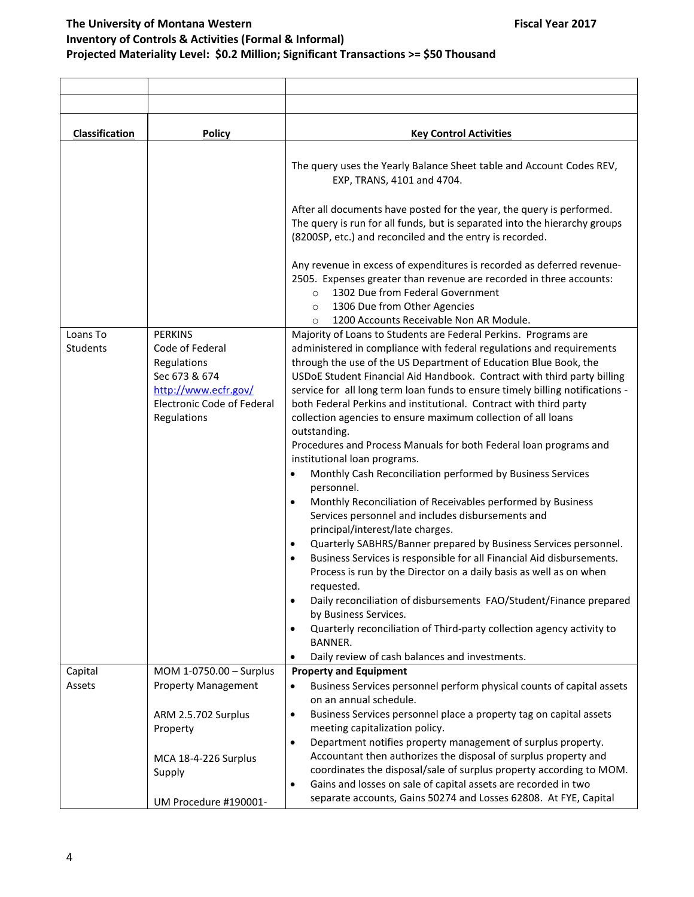**The University of Montana Western** — **Fiscal Year 2017**

**Inventory of Controls & Activities (Formal & Informal)**

**Projected Materiality Level: $0.2 Million; Significant Transactions >= $50 Thousand**

| **Classification** | **Policy** | **Key Control Activities** |
|---|---|---|
| | | The query uses the Yearly Balance Sheet table and Account Codes REV, EXP, TRANS, 4101 and 4704.<br><br>After all documents have posted for the year, the query is performed. The query is run for all funds, but is separated into the hierarchy groups (8200SP, etc.) and reconciled and the entry is recorded.<br><br>Any revenue in excess of expenditures is recorded as deferred revenue-2505. Expenses greater than revenue are recorded in three accounts:<br>○ 1302 Due from Federal Government<br>○ 1306 Due from Other Agencies<br>○ 1200 Accounts Receivable Non AR Module. |
| Loans To Students | PERKINS<br>Code of Federal Regulations<br>Sec 673 & 674<br>http://www.ecfr.gov/<br>Electronic Code of Federal Regulations | Majority of Loans to Students are Federal Perkins. Programs are administered in compliance with federal regulations and requirements through the use of the US Department of Education Blue Book, the USDoE Student Financial Aid Handbook. Contract with third party billing service for all long term loan funds to ensure timely billing notifications - both Federal Perkins and institutional. Contract with third party collection agencies to ensure maximum collection of all loans outstanding.<br>Procedures and Process Manuals for both Federal loan programs and institutional loan programs.<br>• Monthly Cash Reconciliation performed by Business Services personnel.<br>• Monthly Reconciliation of Receivables performed by Business Services personnel and includes disbursements and principal/interest/late charges.<br>• Quarterly SABHRS/Banner prepared by Business Services personnel.<br>• Business Services is responsible for all Financial Aid disbursements. Process is run by the Director on a daily basis as well as on when requested.<br>• Daily reconciliation of disbursements FAO/Student/Finance prepared by Business Services.<br>• Quarterly reconciliation of Third-party collection agency activity to BANNER.<br>• Daily review of cash balances and investments. |
| Capital Assets | MOM 1-0750.00 – Surplus Property Management<br><br>ARM 2.5.702 Surplus Property<br><br>MCA 18-4-226 Surplus Supply<br><br>UM Procedure #190001- | **Property and Equipment**<br>• Business Services personnel perform physical counts of capital assets on an annual schedule.<br>• Business Services personnel place a property tag on capital assets meeting capitalization policy.<br>• Department notifies property management of surplus property. Accountant then authorizes the disposal of surplus property and coordinates the disposal/sale of surplus property according to MOM.<br>• Gains and losses on sale of capital assets are recorded in two separate accounts, Gains 50274 and Losses 62808. At FYE, Capital |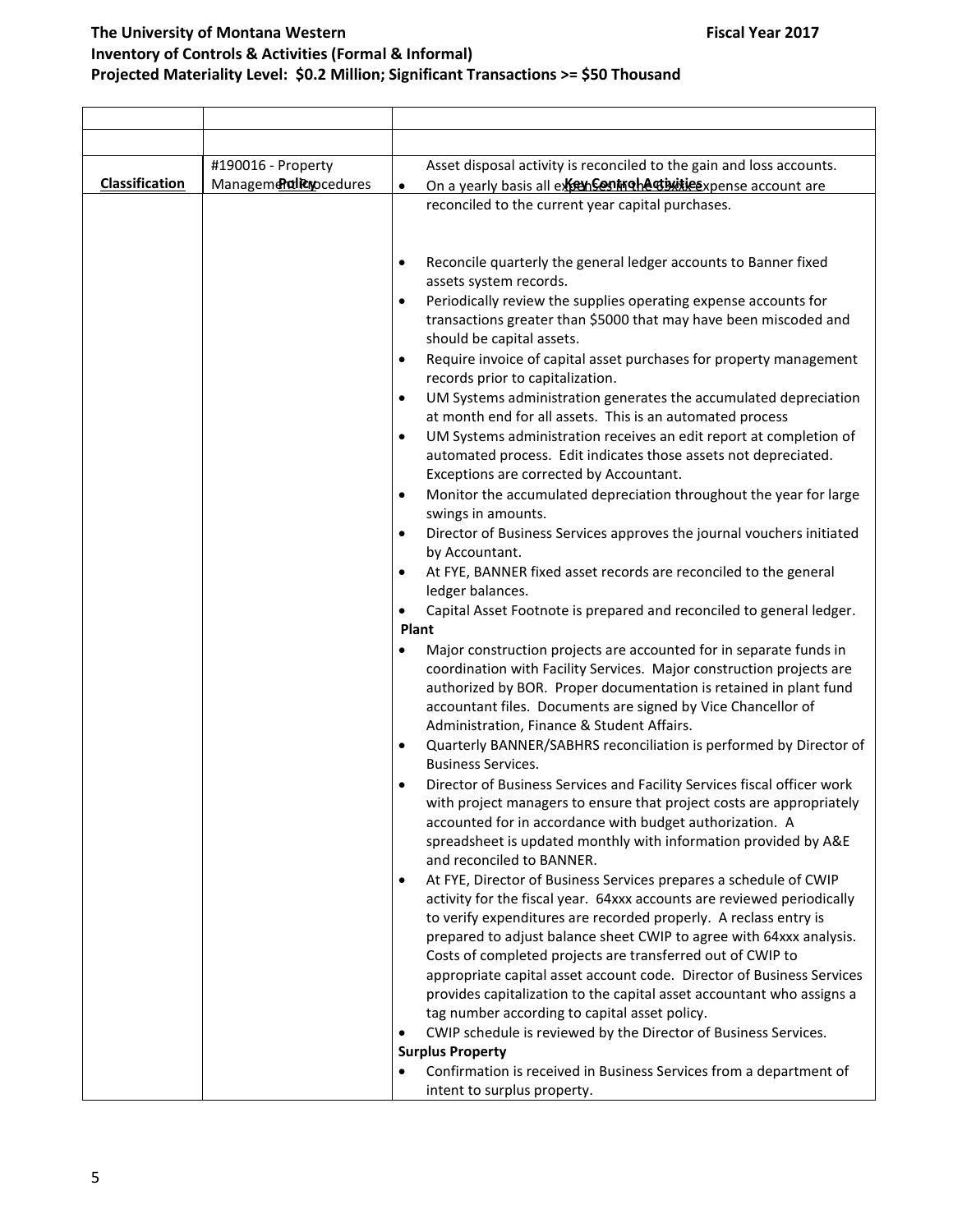## The University of Montana Western — Fiscal Year 2017

**Inventory of Controls & Activities (Formal & Informal)**
**Projected Materiality Level: $0.2 Million; Significant Transactions >= $50 Thousand**

| Classification | Policy | Key Control Activities |
|---|---|---|
| | #190016 - Property Management Procedures | Asset disposal activity is reconciled to the gain and loss accounts.<br>• On a yearly basis all expenses in the 63xxx expense account are reconciled to the current year capital purchases.<br><br>• Reconcile quarterly the general ledger accounts to Banner fixed assets system records.<br>• Periodically review the supplies operating expense accounts for transactions greater than $5000 that may have been miscoded and should be capital assets.<br>• Require invoice of capital asset purchases for property management records prior to capitalization.<br>• UM Systems administration generates the accumulated depreciation at month end for all assets. This is an automated process<br>• UM Systems administration receives an edit report at completion of automated process. Edit indicates those assets not depreciated. Exceptions are corrected by Accountant.<br>• Monitor the accumulated depreciation throughout the year for large swings in amounts.<br>• Director of Business Services approves the journal vouchers initiated by Accountant.<br>• At FYE, BANNER fixed asset records are reconciled to the general ledger balances.<br>• Capital Asset Footnote is prepared and reconciled to general ledger.<br>**Plant**<br>• Major construction projects are accounted for in separate funds in coordination with Facility Services. Major construction projects are authorized by BOR. Proper documentation is retained in plant fund accountant files. Documents are signed by Vice Chancellor of Administration, Finance & Student Affairs.<br>• Quarterly BANNER/SABHRS reconciliation is performed by Director of Business Services.<br>• Director of Business Services and Facility Services fiscal officer work with project managers to ensure that project costs are appropriately accounted for in accordance with budget authorization. A spreadsheet is updated monthly with information provided by A&E and reconciled to BANNER.<br>• At FYE, Director of Business Services prepares a schedule of CWIP activity for the fiscal year. 64xxx accounts are reviewed periodically to verify expenditures are recorded properly. A reclass entry is prepared to adjust balance sheet CWIP to agree with 64xxx analysis. Costs of completed projects are transferred out of CWIP to appropriate capital asset account code. Director of Business Services provides capitalization to the capital asset accountant who assigns a tag number according to capital asset policy.<br>• CWIP schedule is reviewed by the Director of Business Services.<br>**Surplus Property**<br>• Confirmation is received in Business Services from a department of intent to surplus property. |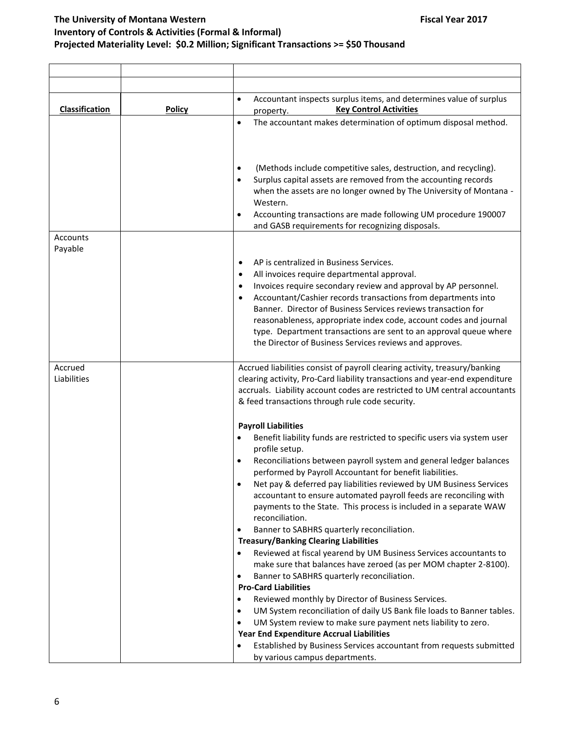| Classification | Policy | Key Control Activities |
|---|---|---|
| | | • Accountant inspects surplus items, and determines value of surplus property.<br>• The accountant makes determination of optimum disposal method.<br>• (Methods include competitive sales, destruction, and recycling).<br>• Surplus capital assets are removed from the accounting records when the assets are no longer owned by The University of Montana - Western.<br>• Accounting transactions are made following UM procedure 190007 and GASB requirements for recognizing disposals. |
| Accounts Payable | | • AP is centralized in Business Services.<br>• All invoices require departmental approval.<br>• Invoices require secondary review and approval by AP personnel.<br>• Accountant/Cashier records transactions from departments into Banner. Director of Business Services reviews transaction for reasonableness, appropriate index code, account codes and journal type. Department transactions are sent to an approval queue where the Director of Business Services reviews and approves. |
| Accrued Liabilities | | Accrued liabilities consist of payroll clearing activity, treasury/banking clearing activity, Pro-Card liability transactions and year-end expenditure accruals. Liability account codes are restricted to UM central accountants & feed transactions through rule code security.<br><br>**Payroll Liabilities**<br>• Benefit liability funds are restricted to specific users via system user profile setup.<br>• Reconciliations between payroll system and general ledger balances performed by Payroll Accountant for benefit liabilities.<br>• Net pay & deferred pay liabilities reviewed by UM Business Services accountant to ensure automated payroll feeds are reconciling with payments to the State. This process is included in a separate WAW reconciliation.<br>• Banner to SABHRS quarterly reconciliation.<br>**Treasury/Banking Clearing Liabilities**<br>• Reviewed at fiscal yearend by UM Business Services accountants to make sure that balances have zeroed (as per MOM chapter 2-8100).<br>• Banner to SABHRS quarterly reconciliation.<br>**Pro-Card Liabilities**<br>• Reviewed monthly by Director of Business Services.<br>• UM System reconciliation of daily US Bank file loads to Banner tables.<br>• UM System review to make sure payment nets liability to zero.<br>**Year End Expenditure Accrual Liabilities**<br>• Established by Business Services accountant from requests submitted by various campus departments. |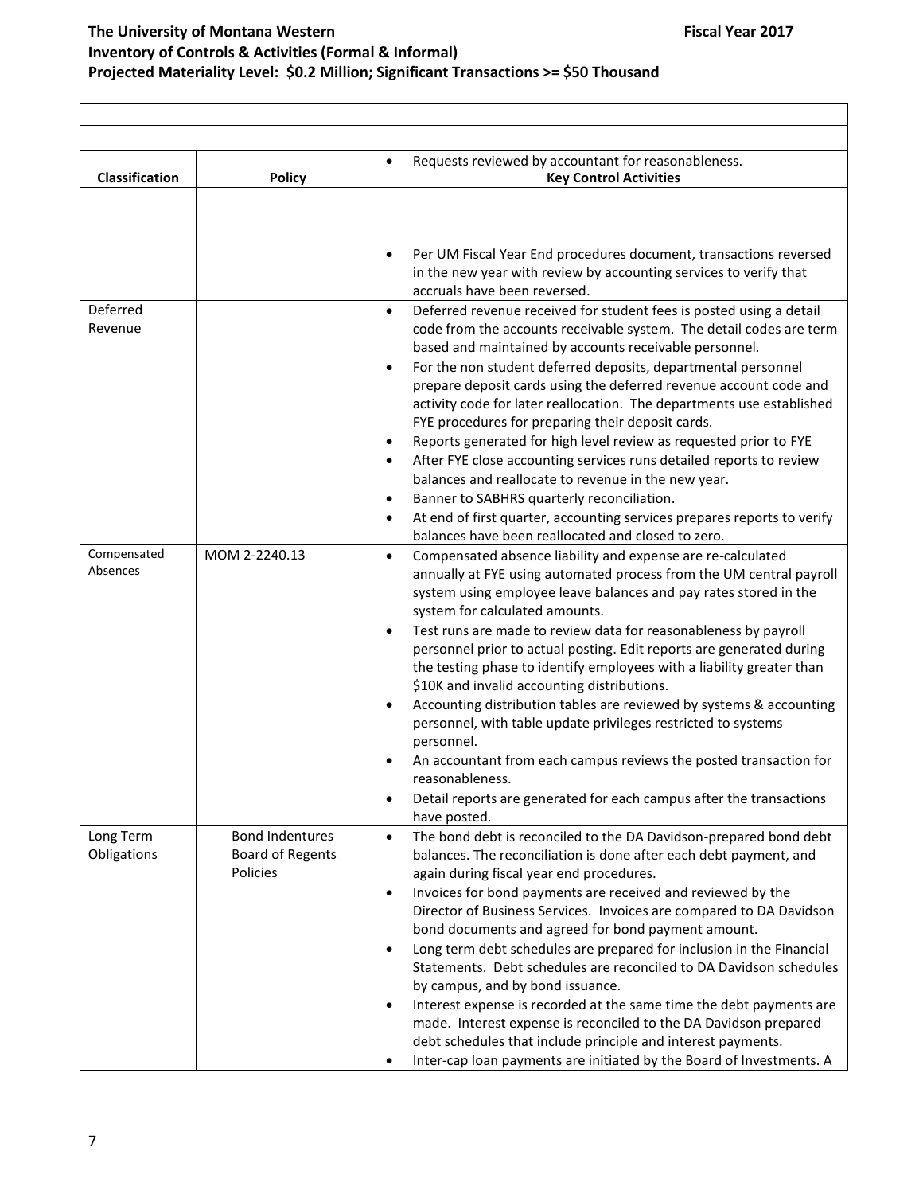**The University of Montana Western** **Fiscal Year 2017**
**Inventory of Controls & Activities (Formal & Informal)**
**Projected Materiality Level: $0.2 Million; Significant Transactions >= $50 Thousand**

| | | |
|---|---|---|
| | | |
| **Classification** | **Policy** | • Requests reviewed by accountant for reasonableness.<br>**Key Control Activities** |
| | | • Per UM Fiscal Year End procedures document, transactions reversed in the new year with review by accounting services to verify that accruals have been reversed. |
| Deferred Revenue | | • Deferred revenue received for student fees is posted using a detail code from the accounts receivable system. The detail codes are term based and maintained by accounts receivable personnel.<br>• For the non student deferred deposits, departmental personnel prepare deposit cards using the deferred revenue account code and activity code for later reallocation. The departments use established FYE procedures for preparing their deposit cards.<br>• Reports generated for high level review as requested prior to FYE<br>• After FYE close accounting services runs detailed reports to review balances and reallocate to revenue in the new year.<br>• Banner to SABHRS quarterly reconciliation.<br>• At end of first quarter, accounting services prepares reports to verify balances have been reallocated and closed to zero. |
| Compensated Absences | MOM 2-2240.13 | • Compensated absence liability and expense are re-calculated annually at FYE using automated process from the UM central payroll system using employee leave balances and pay rates stored in the system for calculated amounts.<br>• Test runs are made to review data for reasonableness by payroll personnel prior to actual posting. Edit reports are generated during the testing phase to identify employees with a liability greater than $10K and invalid accounting distributions.<br>• Accounting distribution tables are reviewed by systems & accounting personnel, with table update privileges restricted to systems personnel.<br>• An accountant from each campus reviews the posted transaction for reasonableness.<br>• Detail reports are generated for each campus after the transactions have posted. |
| Long Term Obligations | Bond Indentures<br>Board of Regents Policies | • The bond debt is reconciled to the DA Davidson-prepared bond debt balances. The reconciliation is done after each debt payment, and again during fiscal year end procedures.<br>• Invoices for bond payments are received and reviewed by the Director of Business Services. Invoices are compared to DA Davidson bond documents and agreed for bond payment amount.<br>• Long term debt schedules are prepared for inclusion in the Financial Statements. Debt schedules are reconciled to DA Davidson schedules by campus, and by bond issuance.<br>• Interest expense is recorded at the same time the debt payments are made. Interest expense is reconciled to the DA Davidson prepared debt schedules that include principle and interest payments.<br>• Inter-cap loan payments are initiated by the Board of Investments. A |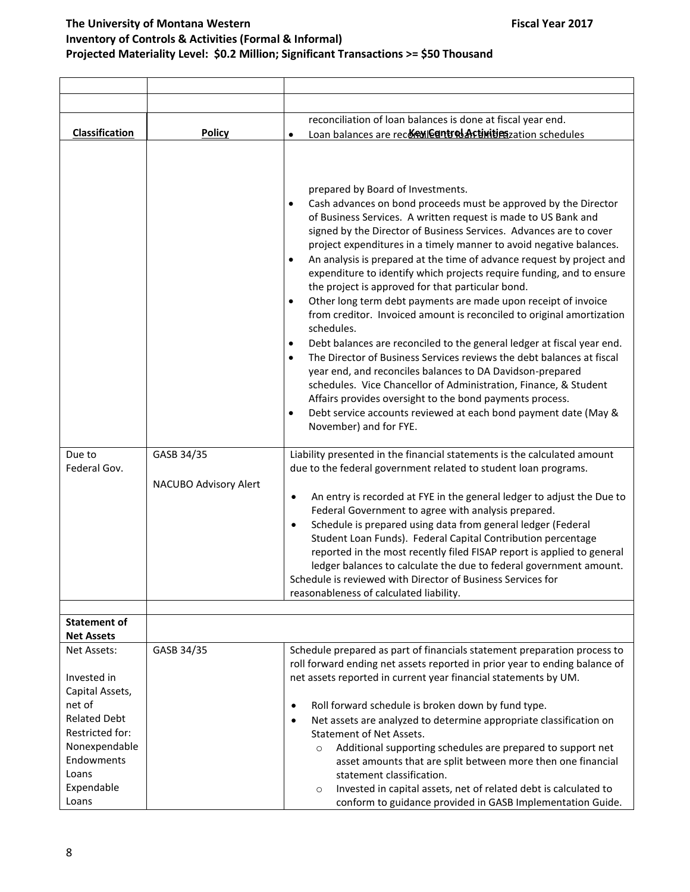| Classification | Policy | Key Control Activities |
|---|---|---|
| | | |
| | | |
| | | reconciliation of loan balances is done at fiscal year end.<br>• Loan balances are reconciled to loan amortization schedules prepared by Board of Investments.<br>• Cash advances on bond proceeds must be approved by the Director of Business Services. A written request is made to US Bank and signed by the Director of Business Services. Advances are to cover project expenditures in a timely manner to avoid negative balances.<br>• An analysis is prepared at the time of advance request by project and expenditure to identify which projects require funding, and to ensure the project is approved for that particular bond.<br>• Other long term debt payments are made upon receipt of invoice from creditor. Invoiced amount is reconciled to original amortization schedules.<br>• Debt balances are reconciled to the general ledger at fiscal year end.<br>• The Director of Business Services reviews the debt balances at fiscal year end, and reconciles balances to DA Davidson-prepared schedules. Vice Chancellor of Administration, Finance, & Student Affairs provides oversight to the bond payments process.<br>• Debt service accounts reviewed at each bond payment date (May & November) and for FYE. |
| Due to Federal Gov. | GASB 34/35<br><br>NACUBO Advisory Alert | Liability presented in the financial statements is the calculated amount due to the federal government related to student loan programs.<br><br>• An entry is recorded at FYE in the general ledger to adjust the Due to Federal Government to agree with analysis prepared.<br>• Schedule is prepared using data from general ledger (Federal Student Loan Funds). Federal Capital Contribution percentage reported in the most recently filed FISAP report is applied to general ledger balances to calculate the due to federal government amount.<br>Schedule is reviewed with Director of Business Services for reasonableness of calculated liability. |
| | | |
| **Statement of Net Assets** | | |
| Net Assets:<br><br>Invested in Capital Assets, net of Related Debt<br>Restricted for:<br>Nonexpendable<br>Endowments<br>Loans<br>Expendable<br>Loans | GASB 34/35 | Schedule prepared as part of financials statement preparation process to roll forward ending net assets reported in prior year to ending balance of net assets reported in current year financial statements by UM.<br><br>• Roll forward schedule is broken down by fund type.<br>• Net assets are analyzed to determine appropriate classification on Statement of Net Assets.<br>&nbsp;&nbsp;&nbsp;&nbsp;o Additional supporting schedules are prepared to support net asset amounts that are split between more then one financial statement classification.<br>&nbsp;&nbsp;&nbsp;&nbsp;o Invested in capital assets, net of related debt is calculated to conform to guidance provided in GASB Implementation Guide. |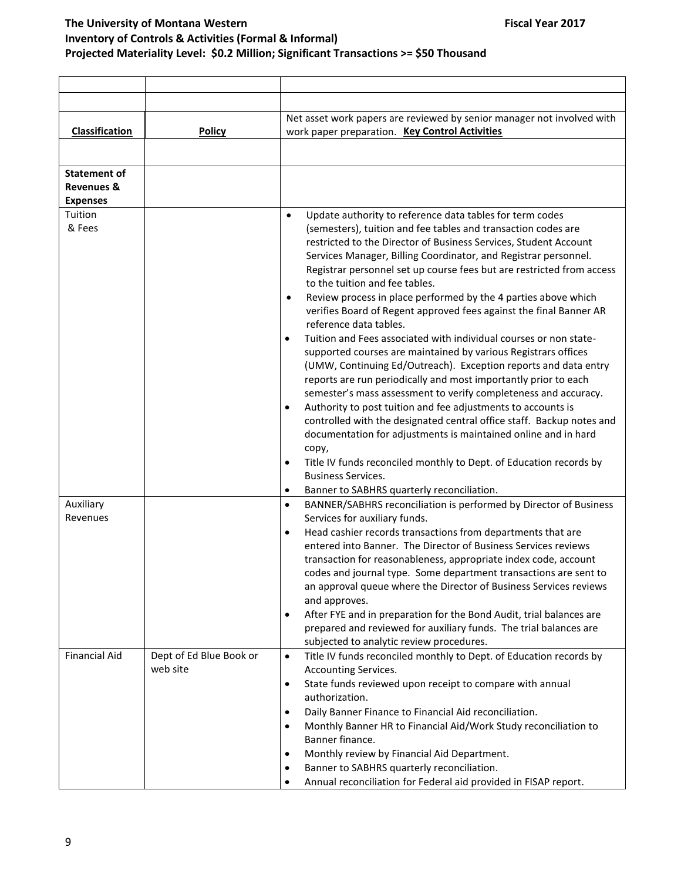**The University of Montana Western** **Fiscal Year 2017**
**Inventory of Controls & Activities (Formal & Informal)**
**Projected Materiality Level: $0.2 Million; Significant Transactions >= $50 Thousand**

| | | |
|---|---|---|
| | | |
| **Classification** | **Policy** | Net asset work papers are reviewed by senior manager not involved with work paper preparation. **Key Control Activities** |
| | | |
| **Statement of Revenues & Expenses** | | |
| Tuition & Fees | | • Update authority to reference data tables for term codes (semesters), tuition and fee tables and transaction codes are restricted to the Director of Business Services, Student Account Services Manager, Billing Coordinator, and Registrar personnel. Registrar personnel set up course fees but are restricted from access to the tuition and fee tables.<br>• Review process in place performed by the 4 parties above which verifies Board of Regent approved fees against the final Banner AR reference data tables.<br>• Tuition and Fees associated with individual courses or non state-supported courses are maintained by various Registrars offices (UMW, Continuing Ed/Outreach). Exception reports and data entry reports are run periodically and most importantly prior to each semester's mass assessment to verify completeness and accuracy.<br>• Authority to post tuition and fee adjustments to accounts is controlled with the designated central office staff. Backup notes and documentation for adjustments is maintained online and in hard copy,<br>• Title IV funds reconciled monthly to Dept. of Education records by Business Services.<br>• Banner to SABHRS quarterly reconciliation. |
| Auxiliary Revenues | | • BANNER/SABHRS reconciliation is performed by Director of Business Services for auxiliary funds.<br>• Head cashier records transactions from departments that are entered into Banner. The Director of Business Services reviews transaction for reasonableness, appropriate index code, account codes and journal type. Some department transactions are sent to an approval queue where the Director of Business Services reviews and approves.<br>• After FYE and in preparation for the Bond Audit, trial balances are prepared and reviewed for auxiliary funds. The trial balances are subjected to analytic review procedures. |
| Financial Aid | Dept of Ed Blue Book or web site | • Title IV funds reconciled monthly to Dept. of Education records by Accounting Services.<br>• State funds reviewed upon receipt to compare with annual authorization.<br>• Daily Banner Finance to Financial Aid reconciliation.<br>• Monthly Banner HR to Financial Aid/Work Study reconciliation to Banner finance.<br>• Monthly review by Financial Aid Department.<br>• Banner to SABHRS quarterly reconciliation.<br>• Annual reconciliation for Federal aid provided in FISAP report. |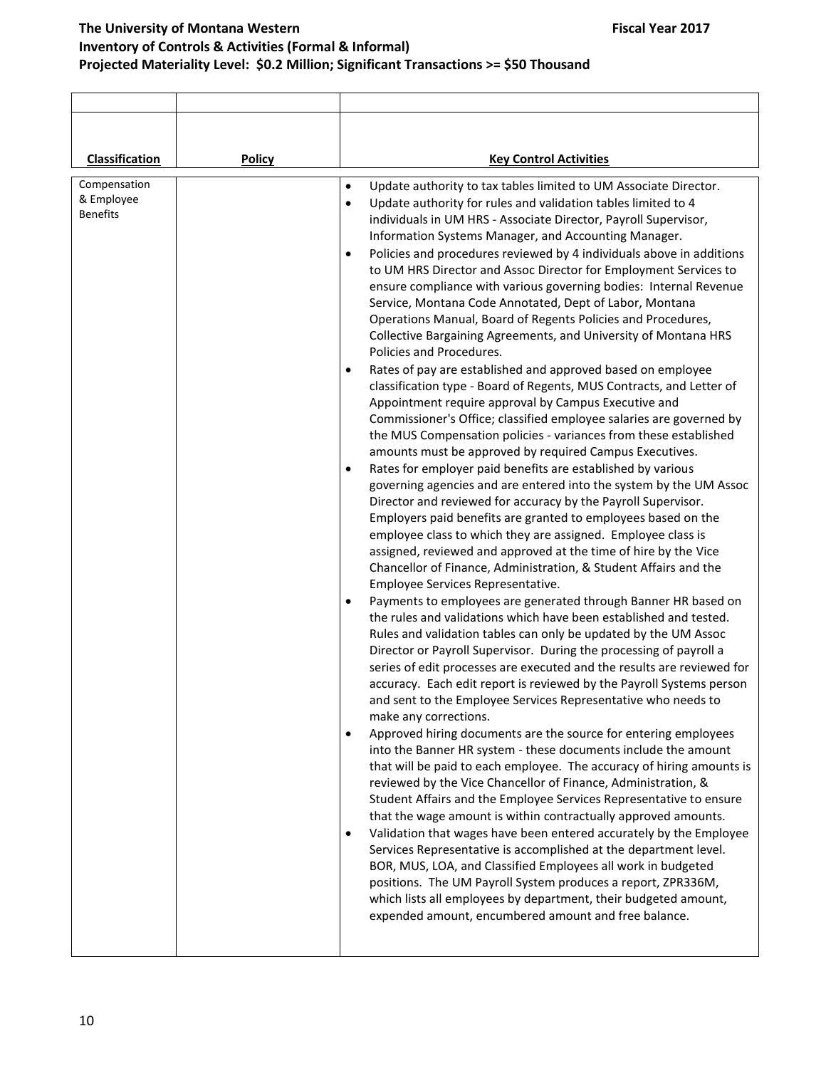**The University of Montana Western** **Fiscal Year 2017**
**Inventory of Controls & Activities (Formal & Informal)**
**Projected Materiality Level: $0.2 Million; Significant Transactions >= $50 Thousand**

| Classification | Policy | Key Control Activities |
|---|---|---|
| Compensation & Employee Benefits | | • Update authority to tax tables limited to UM Associate Director.<br>• Update authority for rules and validation tables limited to 4 individuals in UM HRS - Associate Director, Payroll Supervisor, Information Systems Manager, and Accounting Manager.<br>• Policies and procedures reviewed by 4 individuals above in additions to UM HRS Director and Assoc Director for Employment Services to ensure compliance with various governing bodies: Internal Revenue Service, Montana Code Annotated, Dept of Labor, Montana Operations Manual, Board of Regents Policies and Procedures, Collective Bargaining Agreements, and University of Montana HRS Policies and Procedures.<br>• Rates of pay are established and approved based on employee classification type - Board of Regents, MUS Contracts, and Letter of Appointment require approval by Campus Executive and Commissioner's Office; classified employee salaries are governed by the MUS Compensation policies - variances from these established amounts must be approved by required Campus Executives.<br>• Rates for employer paid benefits are established by various governing agencies and are entered into the system by the UM Assoc Director and reviewed for accuracy by the Payroll Supervisor. Employers paid benefits are granted to employees based on the employee class to which they are assigned. Employee class is assigned, reviewed and approved at the time of hire by the Vice Chancellor of Finance, Administration, & Student Affairs and the Employee Services Representative.<br>• Payments to employees are generated through Banner HR based on the rules and validations which have been established and tested. Rules and validation tables can only be updated by the UM Assoc Director or Payroll Supervisor. During the processing of payroll a series of edit processes are executed and the results are reviewed for accuracy. Each edit report is reviewed by the Payroll Systems person and sent to the Employee Services Representative who needs to make any corrections.<br>• Approved hiring documents are the source for entering employees into the Banner HR system - these documents include the amount that will be paid to each employee. The accuracy of hiring amounts is reviewed by the Vice Chancellor of Finance, Administration, & Student Affairs and the Employee Services Representative to ensure that the wage amount is within contractually approved amounts.<br>• Validation that wages have been entered accurately by the Employee Services Representative is accomplished at the department level. BOR, MUS, LOA, and Classified Employees all work in budgeted positions. The UM Payroll System produces a report, ZPR336M, which lists all employees by department, their budgeted amount, expended amount, encumbered amount and free balance. |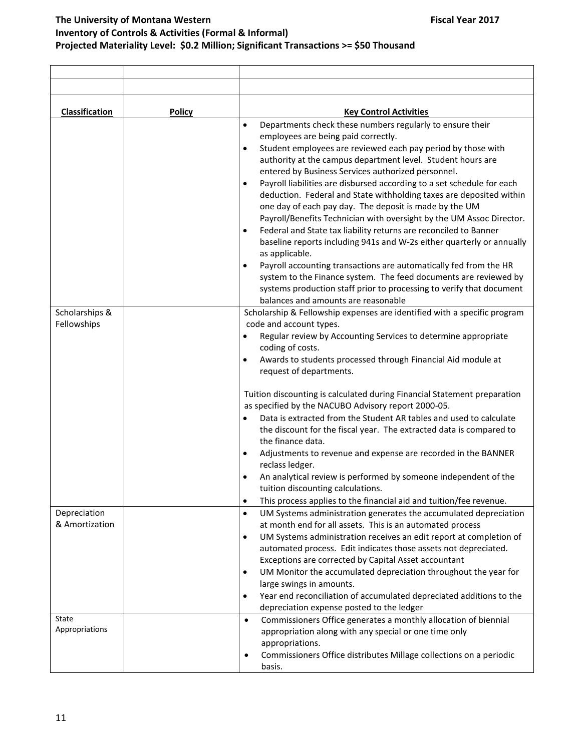**The University of Montana Western** **Fiscal Year 2017**
**Inventory of Controls & Activities (Formal & Informal)**
**Projected Materiality Level: $0.2 Million; Significant Transactions >= $50 Thousand**

| | | |
|---|---|---|
| | | |
| **Classification** | **Policy** | **Key Control Activities** |
| | | • Departments check these numbers regularly to ensure their employees are being paid correctly.<br>• Student employees are reviewed each pay period by those with authority at the campus department level. Student hours are entered by Business Services authorized personnel.<br>• Payroll liabilities are disbursed according to a set schedule for each deduction. Federal and State withholding taxes are deposited within one day of each pay day. The deposit is made by the UM Payroll/Benefits Technician with oversight by the UM Assoc Director.<br>• Federal and State tax liability returns are reconciled to Banner baseline reports including 941s and W-2s either quarterly or annually as applicable.<br>• Payroll accounting transactions are automatically fed from the HR system to the Finance system. The feed documents are reviewed by systems production staff prior to processing to verify that document balances and amounts are reasonable |
| Scholarships & Fellowships | | Scholarship & Fellowship expenses are identified with a specific program code and account types.<br>• Regular review by Accounting Services to determine appropriate coding of costs.<br>• Awards to students processed through Financial Aid module at request of departments.<br><br>Tuition discounting is calculated during Financial Statement preparation as specified by the NACUBO Advisory report 2000-05.<br>• Data is extracted from the Student AR tables and used to calculate the discount for the fiscal year. The extracted data is compared to the finance data.<br>• Adjustments to revenue and expense are recorded in the BANNER reclass ledger.<br>• An analytical review is performed by someone independent of the tuition discounting calculations.<br>• This process applies to the financial aid and tuition/fee revenue. |
| Depreciation & Amortization | | • UM Systems administration generates the accumulated depreciation at month end for all assets. This is an automated process<br>• UM Systems administration receives an edit report at completion of automated process. Edit indicates those assets not depreciated. Exceptions are corrected by Capital Asset accountant<br>• UM Monitor the accumulated depreciation throughout the year for large swings in amounts.<br>• Year end reconciliation of accumulated depreciated additions to the depreciation expense posted to the ledger |
| State Appropriations | | • Commissioners Office generates a monthly allocation of biennial appropriation along with any special or one time only appropriations.<br>• Commissioners Office distributes Millage collections on a periodic basis. |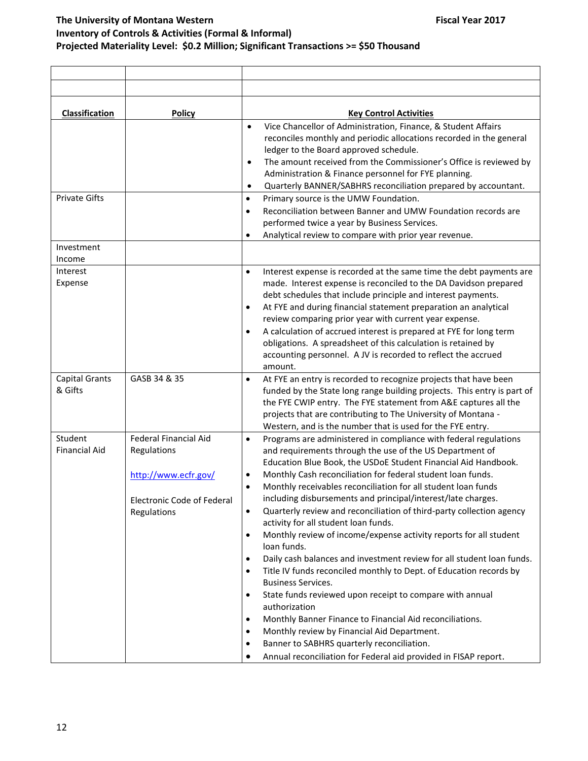**The University of Montana Western** **Fiscal Year 2017**
**Inventory of Controls & Activities (Formal & Informal)**
**Projected Materiality Level: $0.2 Million; Significant Transactions >= $50 Thousand**

| **Classification** | **Policy** | **Key Control Activities** |
|---|---|---|
| | | • Vice Chancellor of Administration, Finance, & Student Affairs reconciles monthly and periodic allocations recorded in the general ledger to the Board approved schedule.<br>• The amount received from the Commissioner's Office is reviewed by Administration & Finance personnel for FYE planning.<br>• Quarterly BANNER/SABHRS reconciliation prepared by accountant. |
| Private Gifts | | • Primary source is the UMW Foundation.<br>• Reconciliation between Banner and UMW Foundation records are performed twice a year by Business Services.<br>• Analytical review to compare with prior year revenue. |
| Investment Income | | |
| Interest Expense | | • Interest expense is recorded at the same time the debt payments are made. Interest expense is reconciled to the DA Davidson prepared debt schedules that include principle and interest payments.<br>• At FYE and during financial statement preparation an analytical review comparing prior year with current year expense.<br>• A calculation of accrued interest is prepared at FYE for long term obligations. A spreadsheet of this calculation is retained by accounting personnel. A JV is recorded to reflect the accrued amount. |
| Capital Grants & Gifts | GASB 34 & 35 | • At FYE an entry is recorded to recognize projects that have been funded by the State long range building projects. This entry is part of the FYE CWIP entry. The FYE statement from A&E captures all the projects that are contributing to The University of Montana - Western, and is the number that is used for the FYE entry. |
| Student Financial Aid | Federal Financial Aid Regulations<br><br>http://www.ecfr.gov/<br><br>Electronic Code of Federal Regulations | • Programs are administered in compliance with federal regulations and requirements through the use of the US Department of Education Blue Book, the USDoE Student Financial Aid Handbook.<br>• Monthly Cash reconciliation for federal student loan funds.<br>• Monthly receivables reconciliation for all student loan funds including disbursements and principal/interest/late charges.<br>• Quarterly review and reconciliation of third-party collection agency activity for all student loan funds.<br>• Monthly review of income/expense activity reports for all student loan funds.<br>• Daily cash balances and investment review for all student loan funds.<br>• Title IV funds reconciled monthly to Dept. of Education records by Business Services.<br>• State funds reviewed upon receipt to compare with annual authorization<br>• Monthly Banner Finance to Financial Aid reconciliations.<br>• Monthly review by Financial Aid Department.<br>• Banner to SABHRS quarterly reconciliation.<br>• Annual reconciliation for Federal aid provided in FISAP report. |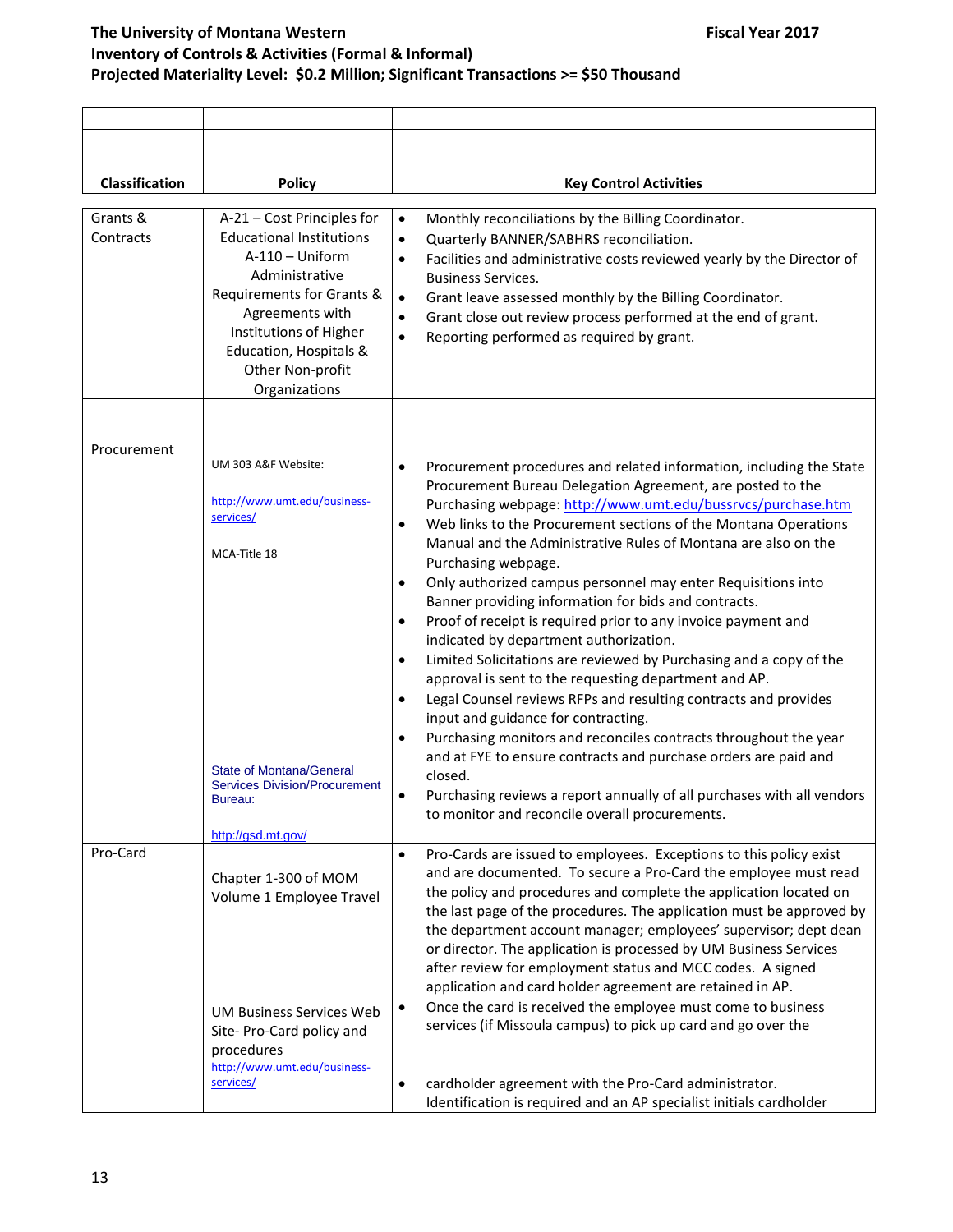**The University of Montana Western** **Fiscal Year 2017**
**Inventory of Controls & Activities (Formal & Informal)**
**Projected Materiality Level: $0.2 Million; Significant Transactions >= $50 Thousand**

| Classification | Policy | Key Control Activities |
|---|---|---|
| Grants & Contracts | A-21 – Cost Principles for Educational Institutions<br>A-110 – Uniform Administrative Requirements for Grants & Agreements with Institutions of Higher Education, Hospitals & Other Non-profit Organizations | • Monthly reconciliations by the Billing Coordinator.<br>• Quarterly BANNER/SABHRS reconciliation.<br>• Facilities and administrative costs reviewed yearly by the Director of Business Services.<br>• Grant leave assessed monthly by the Billing Coordinator.<br>• Grant close out review process performed at the end of grant.<br>• Reporting performed as required by grant. |
| Procurement | UM 303 A&F Website:<br>http://www.umt.edu/business-services/<br>MCA-Title 18<br>State of Montana/General Services Division/Procurement Bureau:<br>http://gsd.mt.gov/ | • Procurement procedures and related information, including the State Procurement Bureau Delegation Agreement, are posted to the Purchasing webpage: http://www.umt.edu/bussrvcs/purchase.htm<br>• Web links to the Procurement sections of the Montana Operations Manual and the Administrative Rules of Montana are also on the Purchasing webpage.<br>• Only authorized campus personnel may enter Requisitions into Banner providing information for bids and contracts.<br>• Proof of receipt is required prior to any invoice payment and indicated by department authorization.<br>• Limited Solicitations are reviewed by Purchasing and a copy of the approval is sent to the requesting department and AP.<br>• Legal Counsel reviews RFPs and resulting contracts and provides input and guidance for contracting.<br>• Purchasing monitors and reconciles contracts throughout the year and at FYE to ensure contracts and purchase orders are paid and closed.<br>• Purchasing reviews a report annually of all purchases with all vendors to monitor and reconcile overall procurements. |
| Pro-Card | Chapter 1-300 of MOM Volume 1 Employee Travel<br>UM Business Services Web Site- Pro-Card policy and procedures<br>http://www.umt.edu/business-services/ | • Pro-Cards are issued to employees. Exceptions to this policy exist and are documented. To secure a Pro-Card the employee must read the policy and procedures and complete the application located on the last page of the procedures. The application must be approved by the department account manager; employees' supervisor; dept dean or director. The application is processed by UM Business Services after review for employment status and MCC codes. A signed application and card holder agreement are retained in AP.<br>• Once the card is received the employee must come to business services (if Missoula campus) to pick up card and go over the<br>• cardholder agreement with the Pro-Card administrator. Identification is required and an AP specialist initials cardholder |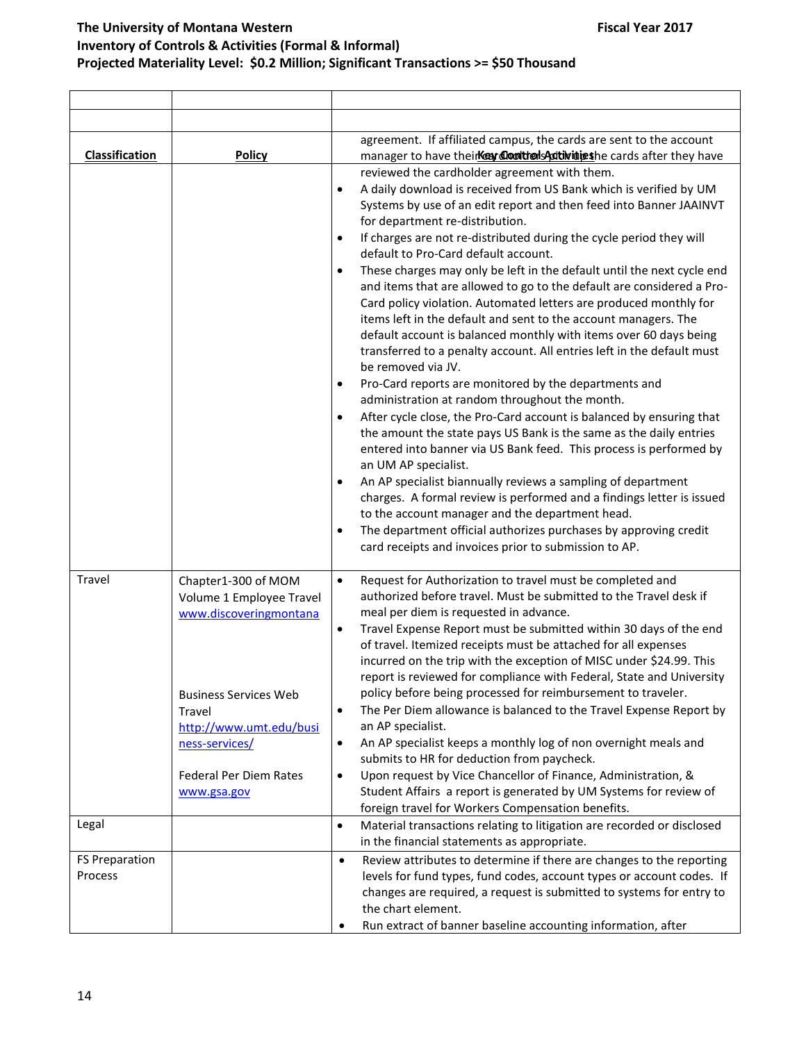**The University of Montana Western** — **Fiscal Year 2017**

**Inventory of Controls & Activities (Formal & Informal)**

**Projected Materiality Level: $0.2 Million; Significant Transactions >= $50 Thousand**

| Classification | Policy | Key Control Activities |
|---|---|---|
| | | agreement. If affiliated campus, the cards are sent to the account manager to have their cardholders pick up the cards after they have reviewed the cardholder agreement with them.<br>• A daily download is received from US Bank which is verified by UM Systems by use of an edit report and then feed into Banner JAAINVT for department re-distribution.<br>• If charges are not re-distributed during the cycle period they will default to Pro-Card default account.<br>• These charges may only be left in the default until the next cycle end and items that are allowed to go to the default are considered a Pro-Card policy violation. Automated letters are produced monthly for items left in the default and sent to the account managers. The default account is balanced monthly with items over 60 days being transferred to a penalty account. All entries left in the default must be removed via JV.<br>• Pro-Card reports are monitored by the departments and administration at random throughout the month.<br>• After cycle close, the Pro-Card account is balanced by ensuring that the amount the state pays US Bank is the same as the daily entries entered into banner via US Bank feed. This process is performed by an UM AP specialist.<br>• An AP specialist biannually reviews a sampling of department charges. A formal review is performed and a findings letter is issued to the account manager and the department head.<br>• The department official authorizes purchases by approving credit card receipts and invoices prior to submission to AP. |
| Travel | Chapter1-300 of MOM Volume 1 Employee Travel www.discoveringmontana<br><br>Business Services Web Travel http://www.umt.edu/business-services/<br><br>Federal Per Diem Rates www.gsa.gov | • Request for Authorization to travel must be completed and authorized before travel. Must be submitted to the Travel desk if meal per diem is requested in advance.<br>• Travel Expense Report must be submitted within 30 days of the end of travel. Itemized receipts must be attached for all expenses incurred on the trip with the exception of MISC under $24.99. This report is reviewed for compliance with Federal, State and University policy before being processed for reimbursement to traveler.<br>• The Per Diem allowance is balanced to the Travel Expense Report by an AP specialist.<br>• An AP specialist keeps a monthly log of non overnight meals and submits to HR for deduction from paycheck.<br>• Upon request by Vice Chancellor of Finance, Administration, & Student Affairs a report is generated by UM Systems for review of foreign travel for Workers Compensation benefits. |
| Legal | | • Material transactions relating to litigation are recorded or disclosed in the financial statements as appropriate. |
| FS Preparation Process | | • Review attributes to determine if there are changes to the reporting levels for fund types, fund codes, account types or account codes. If changes are required, a request is submitted to systems for entry to the chart element.<br>• Run extract of banner baseline accounting information, after |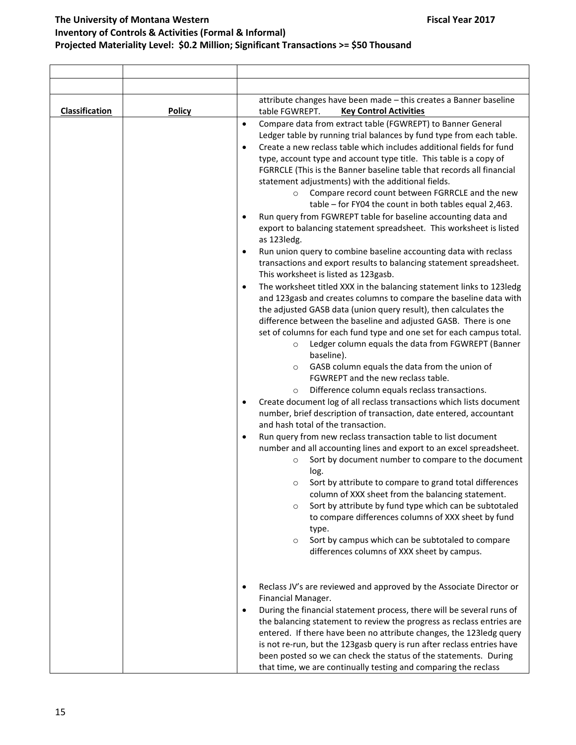| | | |
|---|---|---|
| | | |
| **Classification** | **Policy** | attribute changes have been made – this creates a Banner baseline table FGWREPT. **Key Control Activities** |
| | | • Compare data from extract table (FGWREPT) to Banner General Ledger table by running trial balances by fund type from each table.<br>• Create a new reclass table which includes additional fields for fund type, account type and account type title. This table is a copy of FGRRCLE (This is the Banner baseline table that records all financial statement adjustments) with the additional fields.<br>    ○ Compare record count between FGRRCLE and the new table – for FY04 the count in both tables equal 2,463.<br>• Run query from FGWREPT table for baseline accounting data and export to balancing statement spreadsheet. This worksheet is listed as 123ledg.<br>• Run union query to combine baseline accounting data with reclass transactions and export results to balancing statement spreadsheet. This worksheet is listed as 123gasb.<br>• The worksheet titled XXX in the balancing statement links to 123ledg and 123gasb and creates columns to compare the baseline data with the adjusted GASB data (union query result), then calculates the difference between the baseline and adjusted GASB. There is one set of columns for each fund type and one set for each campus total.<br>    ○ Ledger column equals the data from FGWREPT (Banner baseline).<br>    ○ GASB column equals the data from the union of FGWREPT and the new reclass table.<br>    ○ Difference column equals reclass transactions.<br>• Create document log of all reclass transactions which lists document number, brief description of transaction, date entered, accountant and hash total of the transaction.<br>• Run query from new reclass transaction table to list document number and all accounting lines and export to an excel spreadsheet.<br>    ○ Sort by document number to compare to the document log.<br>    ○ Sort by attribute to compare to grand total differences column of XXX sheet from the balancing statement.<br>    ○ Sort by attribute by fund type which can be subtotaled to compare differences columns of XXX sheet by fund type.<br>    ○ Sort by campus which can be subtotaled to compare differences columns of XXX sheet by campus.<br><br>• Reclass JV's are reviewed and approved by the Associate Director or Financial Manager.<br>• During the financial statement process, there will be several runs of the balancing statement to review the progress as reclass entries are entered. If there have been no attribute changes, the 123ledg query is not re-run, but the 123gasb query is run after reclass entries have been posted so we can check the status of the statements. During that time, we are continually testing and comparing the reclass |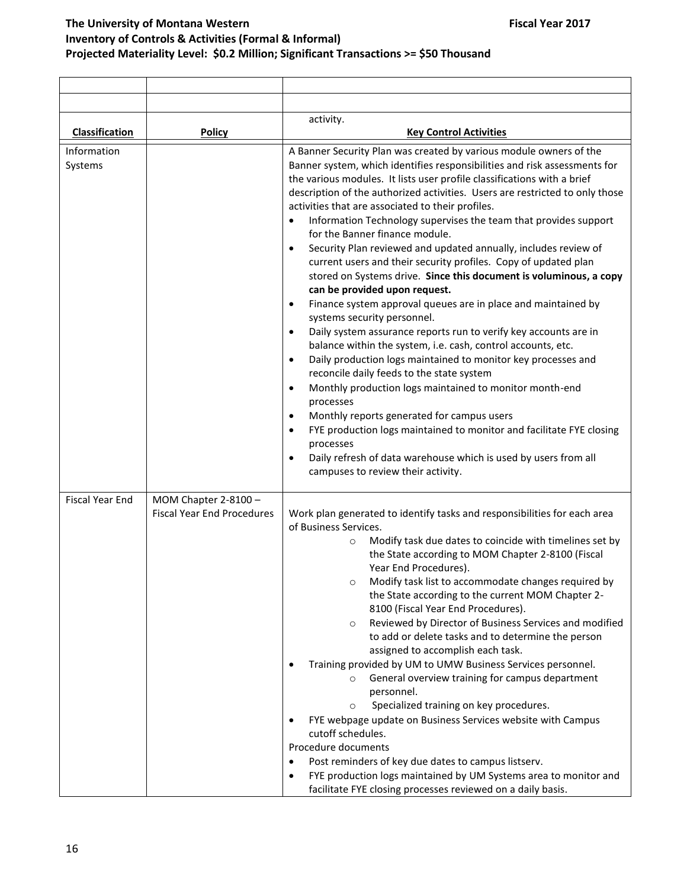| | | |
|---|---|---|
| | | |
| | | |
| **Classification** | **Policy** | activity.<br>**Key Control Activities** |
| Information Systems | | A Banner Security Plan was created by various module owners of the Banner system, which identifies responsibilities and risk assessments for the various modules. It lists user profile classifications with a brief description of the authorized activities. Users are restricted to only those activities that are associated to their profiles.<br>• Information Technology supervises the team that provides support for the Banner finance module.<br>• Security Plan reviewed and updated annually, includes review of current users and their security profiles. Copy of updated plan stored on Systems drive. **Since this document is voluminous, a copy can be provided upon request.**<br>• Finance system approval queues are in place and maintained by systems security personnel.<br>• Daily system assurance reports run to verify key accounts are in balance within the system, i.e. cash, control accounts, etc.<br>• Daily production logs maintained to monitor key processes and reconcile daily feeds to the state system<br>• Monthly production logs maintained to monitor month-end processes<br>• Monthly reports generated for campus users<br>• FYE production logs maintained to monitor and facilitate FYE closing processes<br>• Daily refresh of data warehouse which is used by users from all campuses to review their activity. |
| Fiscal Year End | MOM Chapter 2-8100 – Fiscal Year End Procedures | Work plan generated to identify tasks and responsibilities for each area of Business Services.<br>&nbsp;&nbsp;&nbsp;&nbsp;○ Modify task due dates to coincide with timelines set by the State according to MOM Chapter 2-8100 (Fiscal Year End Procedures).<br>&nbsp;&nbsp;&nbsp;&nbsp;○ Modify task list to accommodate changes required by the State according to the current MOM Chapter 2-8100 (Fiscal Year End Procedures).<br>&nbsp;&nbsp;&nbsp;&nbsp;○ Reviewed by Director of Business Services and modified to add or delete tasks and to determine the person assigned to accomplish each task.<br>• Training provided by UM to UMW Business Services personnel.<br>&nbsp;&nbsp;&nbsp;&nbsp;○ General overview training for campus department personnel.<br>&nbsp;&nbsp;&nbsp;&nbsp;○ Specialized training on key procedures.<br>• FYE webpage update on Business Services website with Campus cutoff schedules.<br>Procedure documents<br>• Post reminders of key due dates to campus listserv.<br>• FYE production logs maintained by UM Systems area to monitor and facilitate FYE closing processes reviewed on a daily basis. |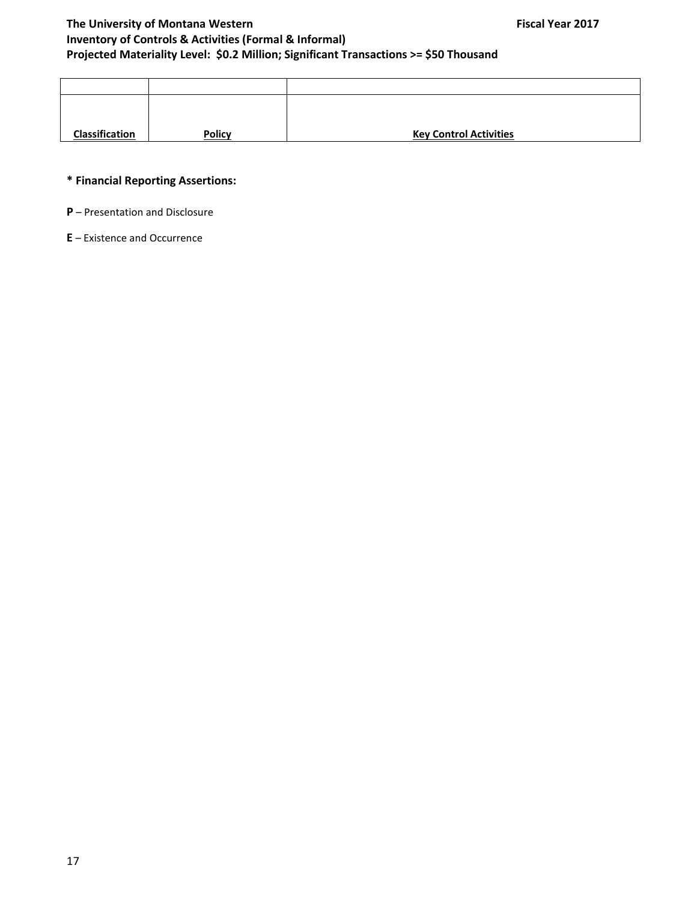| | | |
|---|---|---|
| **Classification** | **Policy** | **Key Control Activities** |

**\* Financial Reporting Assertions:**

**P** – Presentation and Disclosure

**E** – Existence and Occurrence